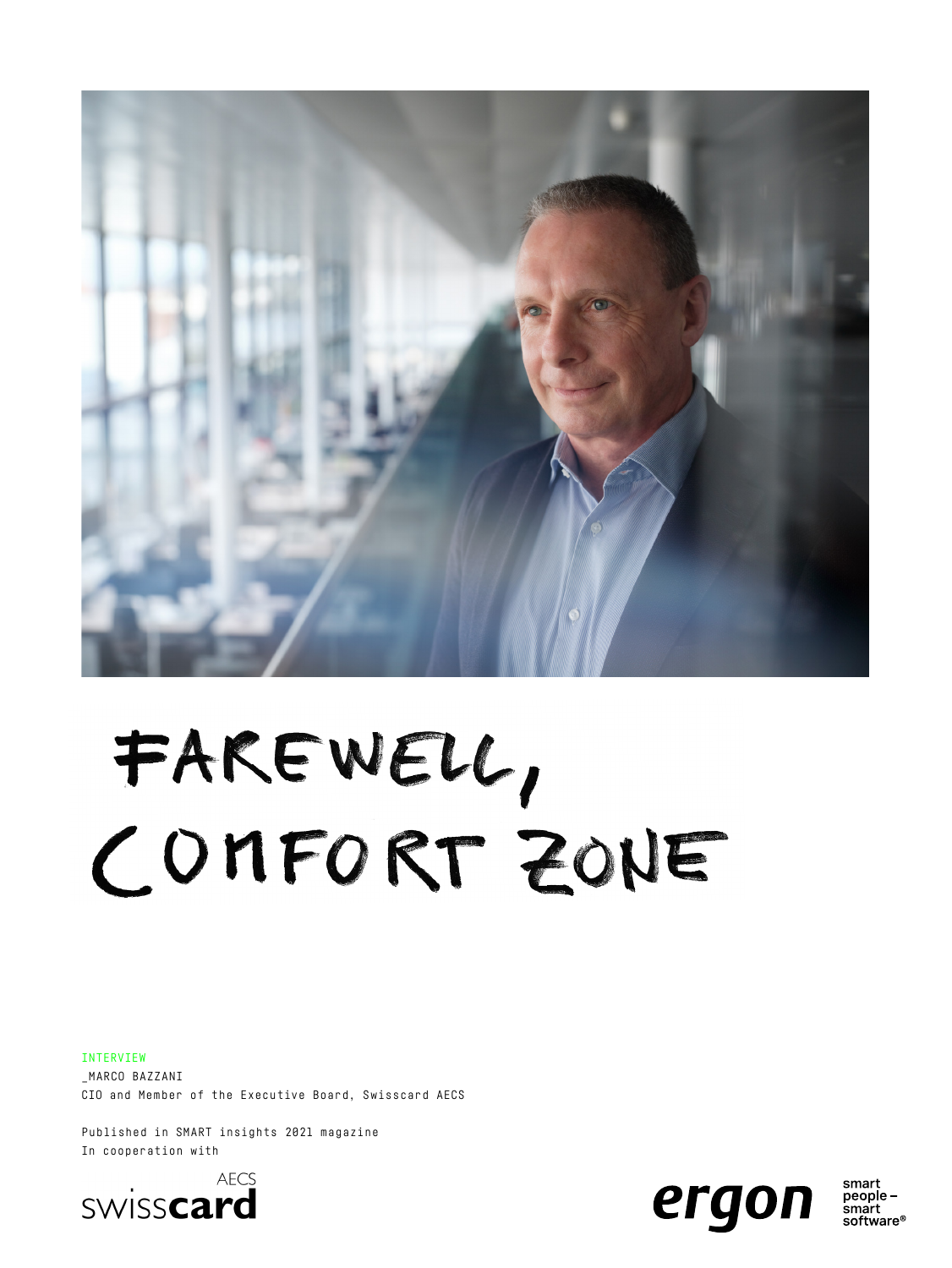# FAREWELL, COMFORT ZONE

INTERVIEW

_MARCO BAZZANI

CIO and Member of the Executive Board, Swisscard AECS

Published in SMART insights 2021 magazine

In cooperation with

AECS swisscard

ergon smart people – smart software®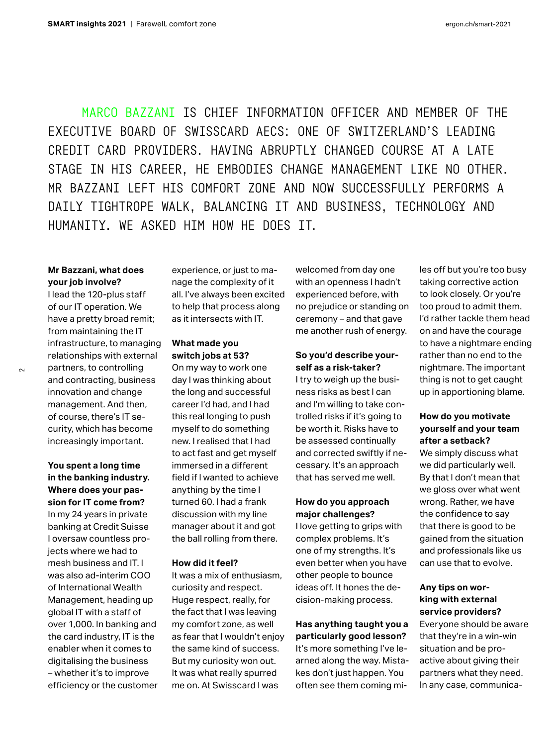MARCO BAZZANI IS CHIEF INFORMATION OFFICER AND MEMBER OF THE EXECUTIVE BOARD OF SWISSCARD AECS: ONE OF SWITZERLAND'S LEADING CREDIT CARD PROVIDERS. HAVING ABRUPTLY CHANGED COURSE AT A LATE STAGE IN HIS CAREER, HE EMBODIES CHANGE MANAGEMENT LIKE NO OTHER. MR BAZZANI LEFT HIS COMFORT ZONE AND NOW SUCCESSFULLY PERFORMS A DAILY TIGHTROPE WALK, BALANCING IT AND BUSINESS, TECHNOLOGY AND HUMANITY. WE ASKED HIM HOW HE DOES IT.

**Mr Bazzani, what does your job involve?**

I lead the 120-plus staff of our IT operation. We have a pretty broad remit; from maintaining the IT infrastructure, to managing relationships with external partners, to controlling and contracting, business innovation and change management. And then, of course, there's IT security, which has become increasingly important.

**You spent a long time in the banking industry. Where does your passion for IT come from?**

In my 24 years in private banking at Credit Suisse I oversaw countless projects where we had to mesh business and IT. I was also ad-interim COO of International Wealth Management, heading up global IT with a staff of over 1,000. In banking and the card industry, IT is the enabler when it comes to digitalising the business – whether it's to improve efficiency or the customer experience, or just to manage the complexity of it all. I've always been excited to help that process along as it intersects with IT.

**What made you switch jobs at 53?**

On my way to work one day I was thinking about the long and successful career I'd had, and I had this real longing to push myself to do something new. I realised that I had to act fast and get myself immersed in a different field if I wanted to achieve anything by the time I turned 60. I had a frank discussion with my line manager about it and got the ball rolling from there.

**How did it feel?**

It was a mix of enthusiasm, curiosity and respect. Huge respect, really, for the fact that I was leaving my comfort zone, as well as fear that I wouldn't enjoy the same kind of success. But my curiosity won out. It was what really spurred me on. At Swisscard I was welcomed from day one with an openness I hadn't experienced before, with no prejudice or standing on ceremony – and that gave me another rush of energy.

**So you'd describe yourself as a risk-taker?**

I try to weigh up the business risks as best I can and I'm willing to take controlled risks if it's going to be worth it. Risks have to be assessed continually and corrected swiftly if necessary. It's an approach that has served me well.

**How do you approach major challenges?**

I love getting to grips with complex problems. It's one of my strengths. It's even better when you have other people to bounce ideas off. It hones the decision-making process.

**Has anything taught you a particularly good lesson?**

It's more something I've learned along the way. Mistakes don't just happen. You often see them coming miles off but you're too busy taking corrective action to look closely. Or you're too proud to admit them. I'd rather tackle them head on and have the courage to have a nightmare ending rather than no end to the nightmare. The important thing is not to get caught up in apportioning blame.

**How do you motivate yourself and your team after a setback?**

We simply discuss what we did particularly well. By that I don't mean that we gloss over what went wrong. Rather, we have the confidence to say that there is good to be gained from the situation and professionals like us can use that to evolve.

**Any tips on working with external service providers?**

Everyone should be aware that they're in a win-win situation and be proactive about giving their partners what they need. In any case, communica-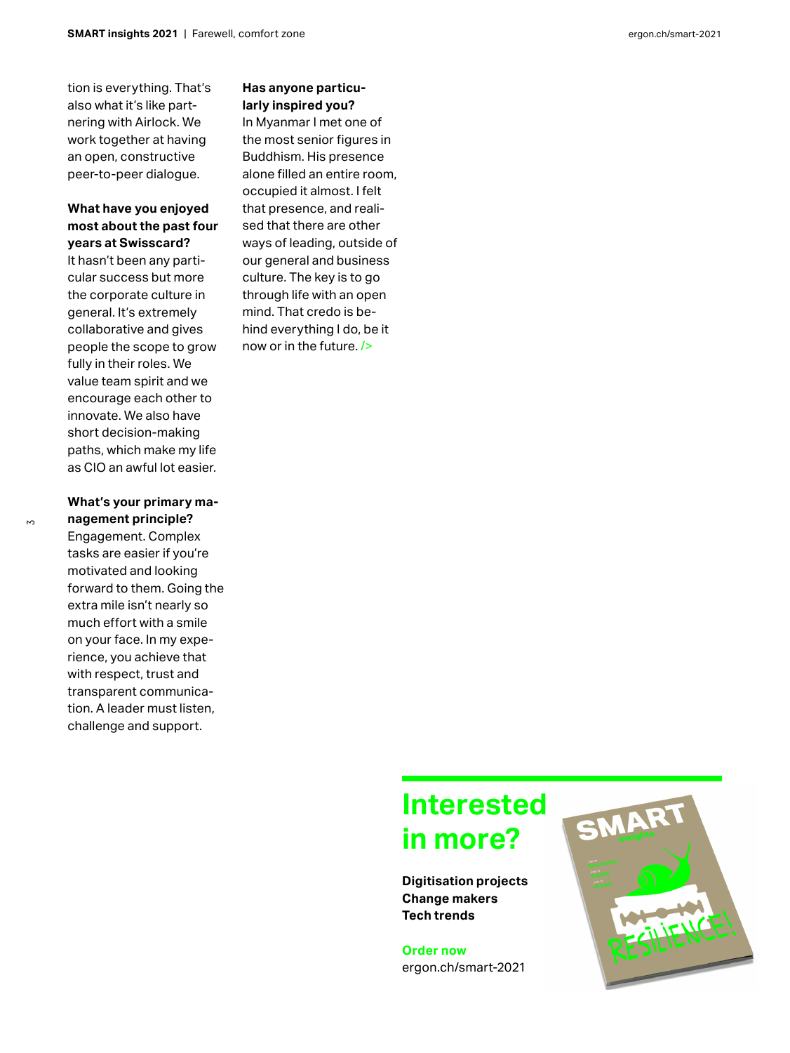tion is everything. That's also what it's like partnering with Airlock. We work together at having an open, constructive peer-to-peer dialogue.

**What have you enjoyed most about the past four years at Swisscard?**
It hasn't been any particular success but more the corporate culture in general. It's extremely collaborative and gives people the scope to grow fully in their roles. We value team spirit and we encourage each other to innovate. We also have short decision-making paths, which make my life as CIO an awful lot easier.

**What's your primary management principle?**
Engagement. Complex tasks are easier if you're motivated and looking forward to them. Going the extra mile isn't nearly so much effort with a smile on your face. In my experience, you achieve that with respect, trust and transparent communication. A leader must listen, challenge and support.

**Has anyone particularly inspired you?**
In Myanmar I met one of the most senior figures in Buddhism. His presence alone filled an entire room, occupied it almost. I felt that presence, and realised that there are other ways of leading, outside of our general and business culture. The key is to go through life with an open mind. That credo is behind everything I do, be it now or in the future. />

## Interested in more?

**Digitisation projects**
**Change makers**
**Tech trends**

**Order now**
ergon.ch/smart-2021